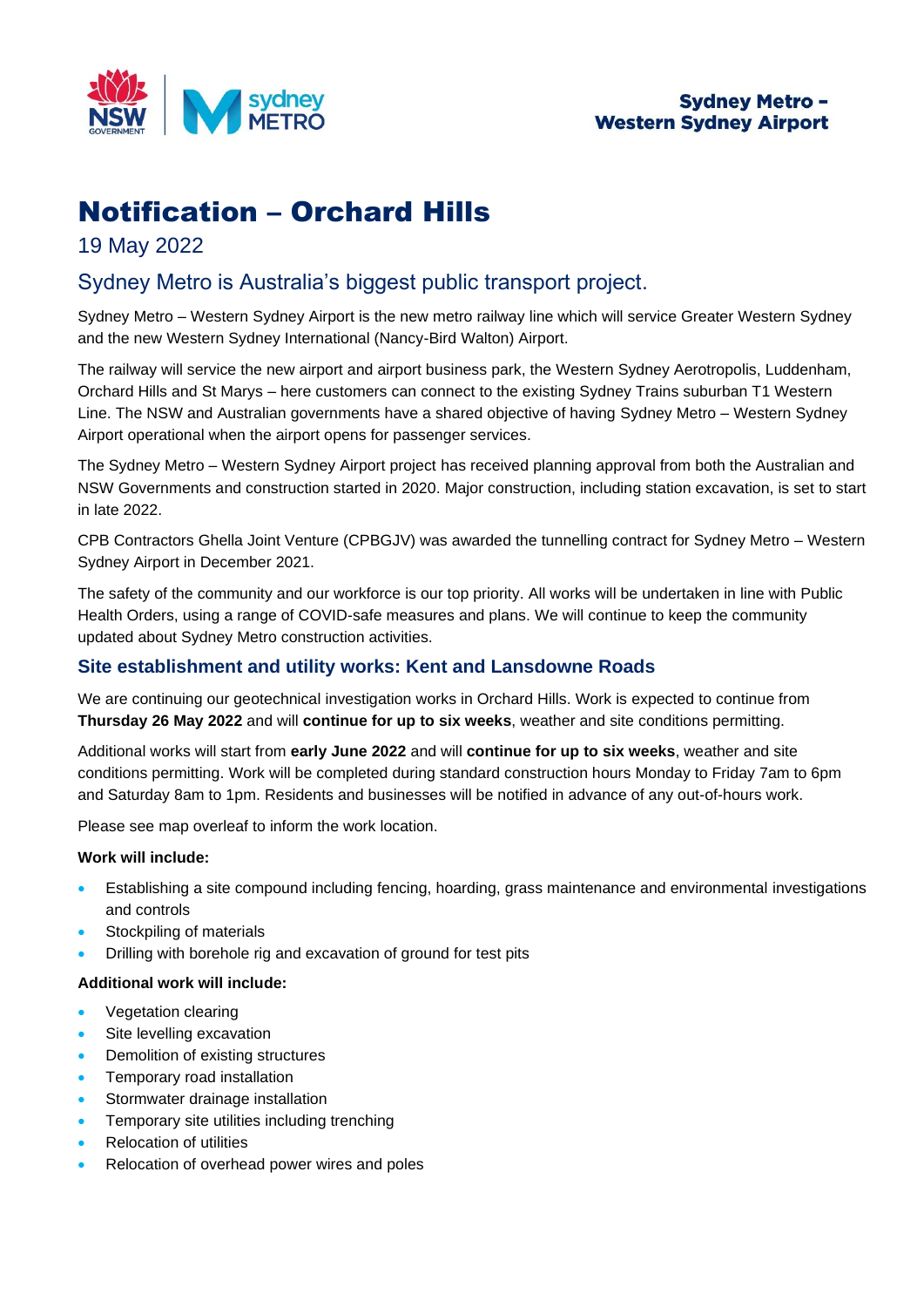Sydney Metro – Western Sydney Airport

# Notification – Orchard Hills

19 May 2022

## Sydney Metro is Australia's biggest public transport project.

Sydney Metro – Western Sydney Airport is the new metro railway line which will service Greater Western Sydney and the new Western Sydney International (Nancy-Bird Walton) Airport.

The railway will service the new airport and airport business park, the Western Sydney Aerotropolis, Luddenham, Orchard Hills and St Marys – here customers can connect to the existing Sydney Trains suburban T1 Western Line. The NSW and Australian governments have a shared objective of having Sydney Metro – Western Sydney Airport operational when the airport opens for passenger services.

The Sydney Metro – Western Sydney Airport project has received planning approval from both the Australian and NSW Governments and construction started in 2020. Major construction, including station excavation, is set to start in late 2022.

CPB Contractors Ghella Joint Venture (CPBGJV) was awarded the tunnelling contract for Sydney Metro – Western Sydney Airport in December 2021.

The safety of the community and our workforce is our top priority. All works will be undertaken in line with Public Health Orders, using a range of COVID-safe measures and plans. We will continue to keep the community updated about Sydney Metro construction activities.

### Site establishment and utility works: Kent and Lansdowne Roads

We are continuing our geotechnical investigation works in Orchard Hills. Work is expected to continue from **Thursday 26 May 2022** and will **continue for up to six weeks**, weather and site conditions permitting.

Additional works will start from **early June 2022** and will **continue for up to six weeks**, weather and site conditions permitting. Work will be completed during standard construction hours Monday to Friday 7am to 6pm and Saturday 8am to 1pm. Residents and businesses will be notified in advance of any out-of-hours work.

Please see map overleaf to inform the work location.

**Work will include:**

- Establishing a site compound including fencing, hoarding, grass maintenance and environmental investigations and controls
- Stockpiling of materials
- Drilling with borehole rig and excavation of ground for test pits

**Additional work will include:**

- Vegetation clearing
- Site levelling excavation
- Demolition of existing structures
- Temporary road installation
- Stormwater drainage installation
- Temporary site utilities including trenching
- Relocation of utilities
- Relocation of overhead power wires and poles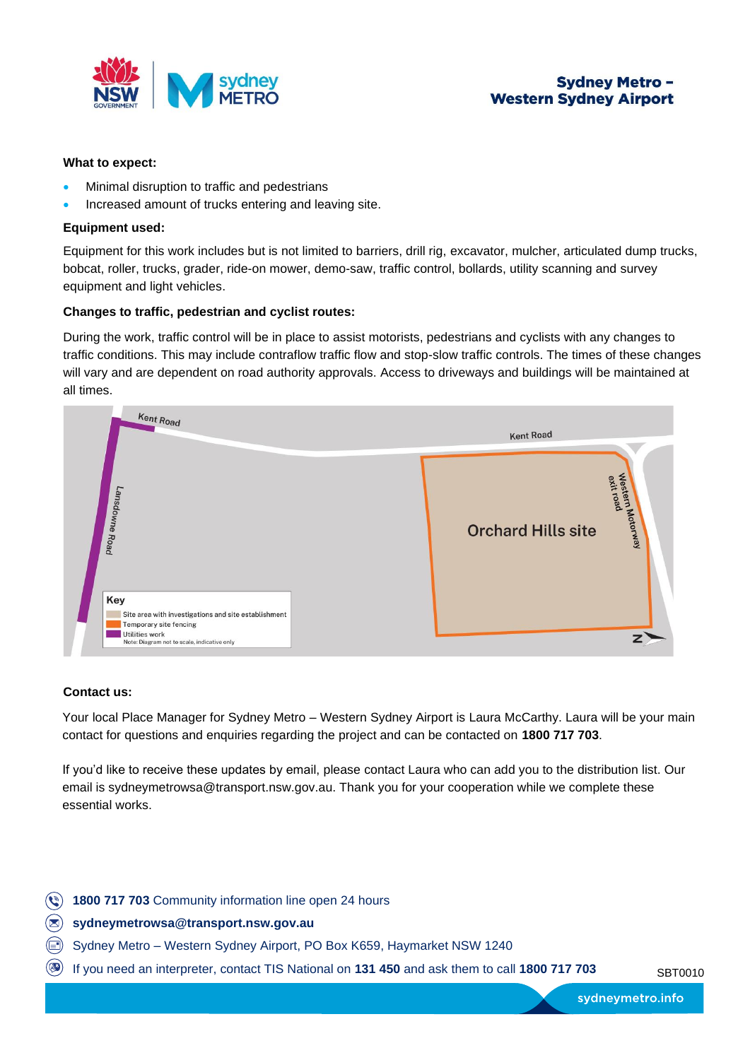**What to expect:**

- Minimal disruption to traffic and pedestrians
- Increased amount of trucks entering and leaving site.

**Equipment used:**

Equipment for this work includes but is not limited to barriers, drill rig, excavator, mulcher, articulated dump trucks, bobcat, roller, trucks, grader, ride-on mower, demo-saw, traffic control, bollards, utility scanning and survey equipment and light vehicles.

**Changes to traffic, pedestrian and cyclist routes:**

During the work, traffic control will be in place to assist motorists, pedestrians and cyclists with any changes to traffic conditions. This may include contraflow traffic flow and stop-slow traffic controls. The times of these changes will vary and are dependent on road authority approvals. Access to driveways and buildings will be maintained at all times.

Kent Road

Kent Road

Lansdowne Road

Orchard Hills site

Western Motorway exit road

Key

Site area with investigations and site establishment

Temporary site fencing

Utilities work

Note: Diagram not to scale, indicative only

N

**Contact us:**

Your local Place Manager for Sydney Metro – Western Sydney Airport is Laura McCarthy. Laura will be your main contact for questions and enquiries regarding the project and can be contacted on **1800 717 703**.

If you'd like to receive these updates by email, please contact Laura who can add you to the distribution list. Our email is sydneymetrowsa@transport.nsw.gov.au. Thank you for your cooperation while we complete these essential works.

**1800 717 703** Community information line open 24 hours

**sydneymetrowsa@transport.nsw.gov.au**

Sydney Metro – Western Sydney Airport, PO Box K659, Haymarket NSW 1240

If you need an interpreter, contact TIS National on **131 450** and ask them to call **1800 717 703**

SBT0010

sydneymetro.info